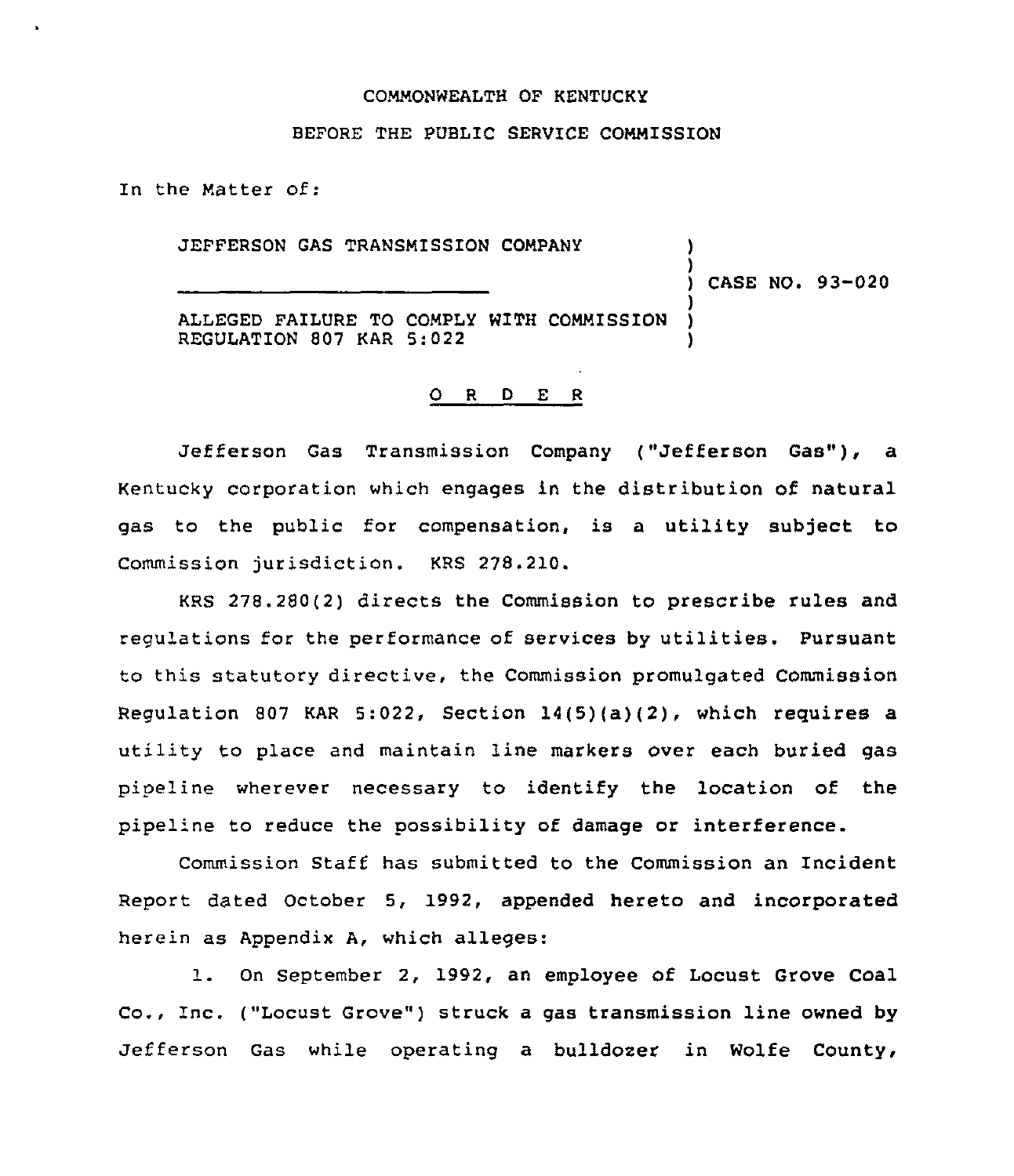COMMONWEALTH OF KENTUCKY

BEFORE THE PUBLIC SERVICE COMMISSION

In the Matter of:

| | |
|---|---|
| JEFFERSON GAS TRANSMISSION COMPANY<br>\_\_\_\_\_\_\_\_\_\_\_\_\_\_\_\_\_\_\_\_\_\_\_\_\_\_\_\_\_<br>ALLEGED FAILURE TO COMPLY WITH COMMISSION REGULATION 807 KAR 5:022 | ) CASE NO. 93-020 |

O R D E R

Jefferson Gas Transmission Company ("Jefferson Gas"), a Kentucky corporation which engages in the distribution of natural gas to the public for compensation, is a utility subject to Commission jurisdiction. KRS 278.210.

KRS 278.280(2) directs the Commission to prescribe rules and regulations for the performance of services by utilities. Pursuant to this statutory directive, the Commission promulgated Commission Regulation 807 KAR 5:022, Section 14(5)(a)(2), which requires a utility to place and maintain line markers over each buried gas pipeline wherever necessary to identify the location of the pipeline to reduce the possibility of damage or interference.

Commission Staff has submitted to the Commission an Incident Report dated October 5, 1992, appended hereto and incorporated herein as Appendix A, which alleges:

1. On September 2, 1992, an employee of Locust Grove Coal Co., Inc. ("Locust Grove") struck a gas transmission line owned by Jefferson Gas while operating a bulldozer in Wolfe County,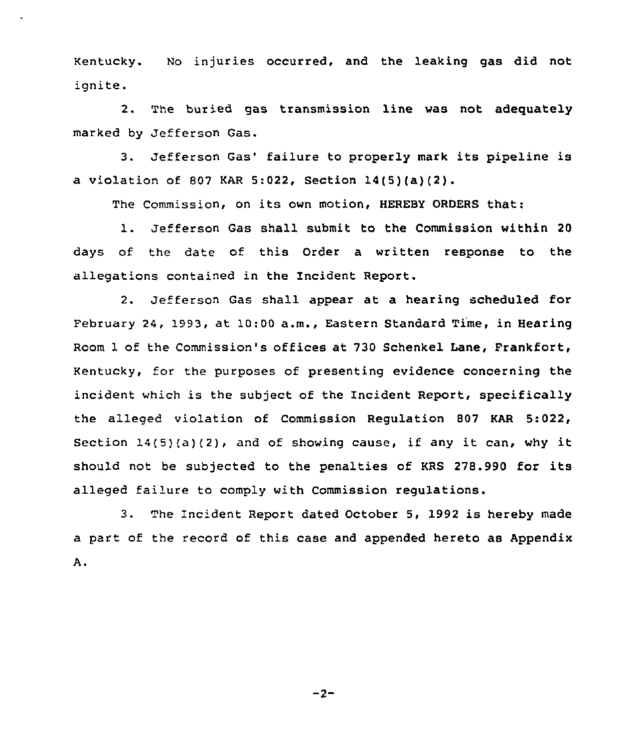Kentucky. No injuries occurred, and the leaking gas did not ignite.

2. The buried gas transmission line was not adequately marked by Jefferson Gas.

3. Jefferson Gas' failure to properly mark its pipeline is a violation of 807 KAR 5:022, Section 14(5)(a)(2).

The Commission, on its own motion, HEREBY ORDERS that:

1. Jefferson Gas shall submit to the Commission within 20 days of the date of this Order a written response to the allegations contained in the Incident Report.

2. Jefferson Gas shall appear at a hearing scheduled for February 24, 1993, at 10:00 a.m., Eastern Standard Time, in Hearing Room 1 of the Commission's offices at 730 Schenkel Lane, Frankfort, Kentucky, for the purposes of presenting evidence concerning the incident which is the subject of the Incident Report, specifically the alleged violation of Commission Regulation 807 KAR 5:022, Section 14(5)(a)(2), and of showing cause, if any it can, why it should not be subjected to the penalties of KRS 278.990 for its alleged failure to comply with Commission regulations.

3. The Incident Report dated October 5, 1992 is hereby made a part of the record of this case and appended hereto as Appendix A.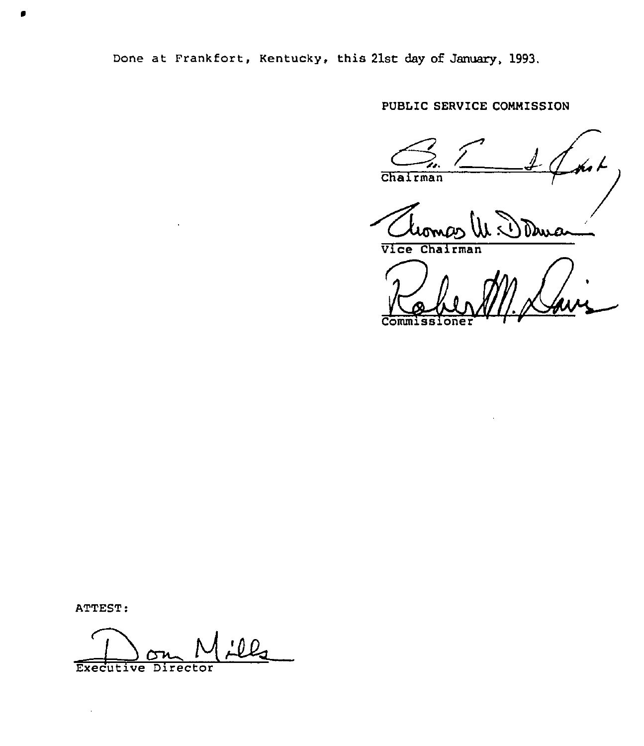Done at Frankfort, Kentucky, this 21st day of January, 1993.

PUBLIC SERVICE COMMISSION

Chairman

Vice Chairman

Commissioner

ATTEST:

Executive Director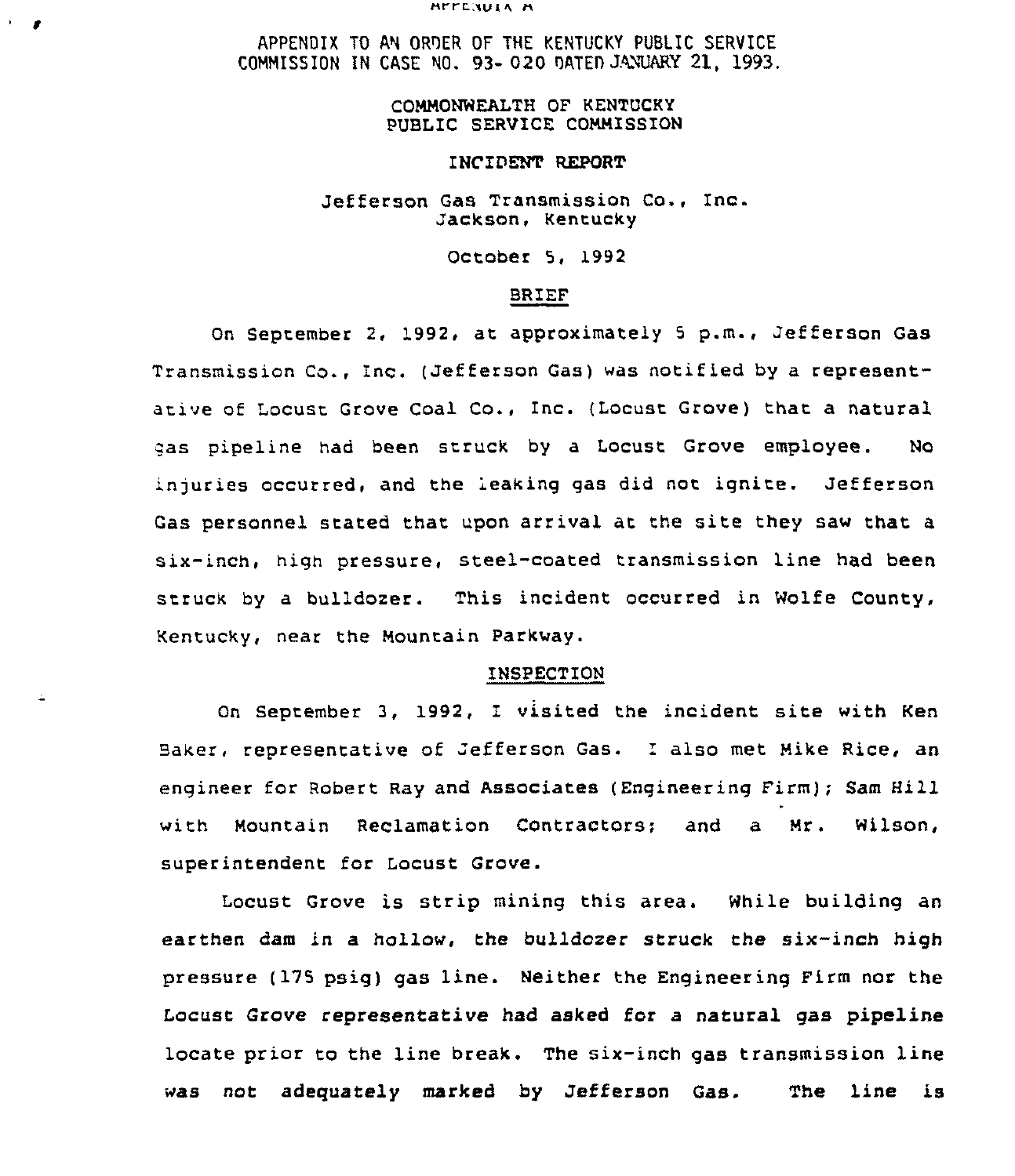APPENDIX A

APPENDIX TO AN ORDER OF THE KENTUCKY PUBLIC SERVICE COMMISSION IN CASE NO. 93-020 DATED JANUARY 21, 1993.

COMMONWEALTH OF KENTUCKY
PUBLIC SERVICE COMMISSION

INCIDENT REPORT

Jefferson Gas Transmission Co., Inc.
Jackson, Kentucky

October 5, 1992

## BRIEF

On September 2, 1992, at approximately 5 p.m., Jefferson Gas Transmission Co., Inc. (Jefferson Gas) was notified by a representative of Locust Grove Coal Co., Inc. (Locust Grove) that a natural gas pipeline had been struck by a Locust Grove employee. No injuries occurred, and the leaking gas did not ignite. Jefferson Gas personnel stated that upon arrival at the site they saw that a six-inch, high pressure, steel-coated transmission line had been struck by a bulldozer. This incident occurred in Wolfe County, Kentucky, near the Mountain Parkway.

## INSPECTION

On September 3, 1992, I visited the incident site with Ken Baker, representative of Jefferson Gas. I also met Mike Rice, an engineer for Robert Ray and Associates (Engineering Firm); Sam Hill with Mountain Reclamation Contractors; and a Mr. Wilson, superintendent for Locust Grove.

Locust Grove is strip mining this area. While building an earthen dam in a hollow, the bulldozer struck the six-inch high pressure (175 psig) gas line. Neither the Engineering Firm nor the Locust Grove representative had asked for a natural gas pipeline locate prior to the line break. The six-inch gas transmission line was not adequately marked by Jefferson Gas. The line is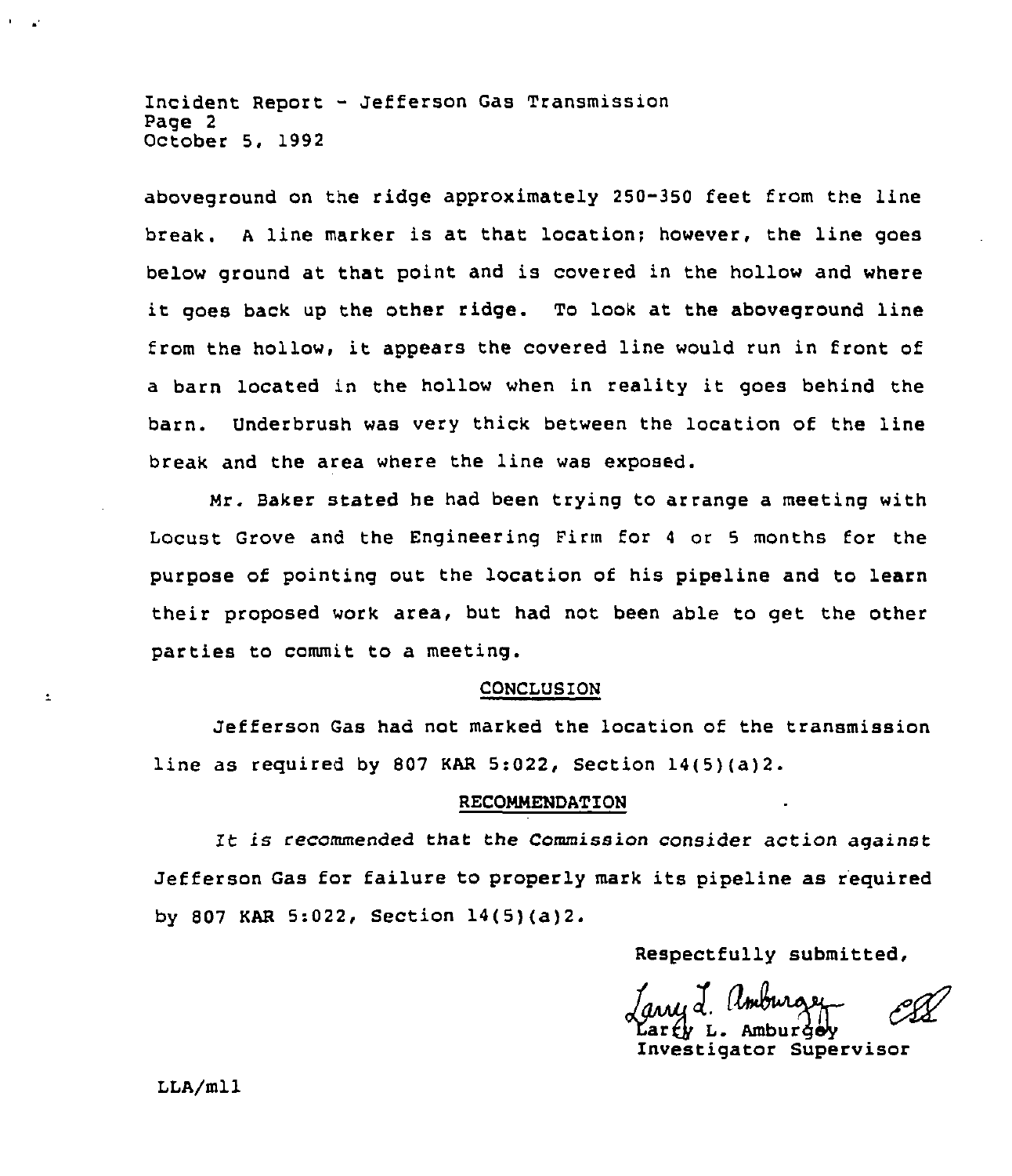aboveground on the ridge approximately 250-350 feet from the line break. A line marker is at that location; however, the line goes below ground at that point and is covered in the hollow and where it goes back up the other ridge. To look at the aboveground line from the hollow, it appears the covered line would run in front of a barn located in the hollow when in reality it goes behind the barn. Underbrush was very thick between the location of the line break and the area where the line was exposed.

Mr. Baker stated he had been trying to arrange a meeting with Locust Grove and the Engineering Firm for 4 or 5 months for the purpose of pointing out the location of his pipeline and to learn their proposed work area, but had not been able to get the other parties to commit to a meeting.

## CONCLUSION

Jefferson Gas had not marked the location of the transmission line as required by 807 KAR 5:022, Section 14(5)(a)2.

## RECOMMENDATION

It is recommended that the Commission consider action against Jefferson Gas for failure to properly mark its pipeline as required by 807 KAR 5:022, Section 14(5)(a)2.

Respectfully submitted,

Larry L. Amburgey
Investigator Supervisor

LLA/mll